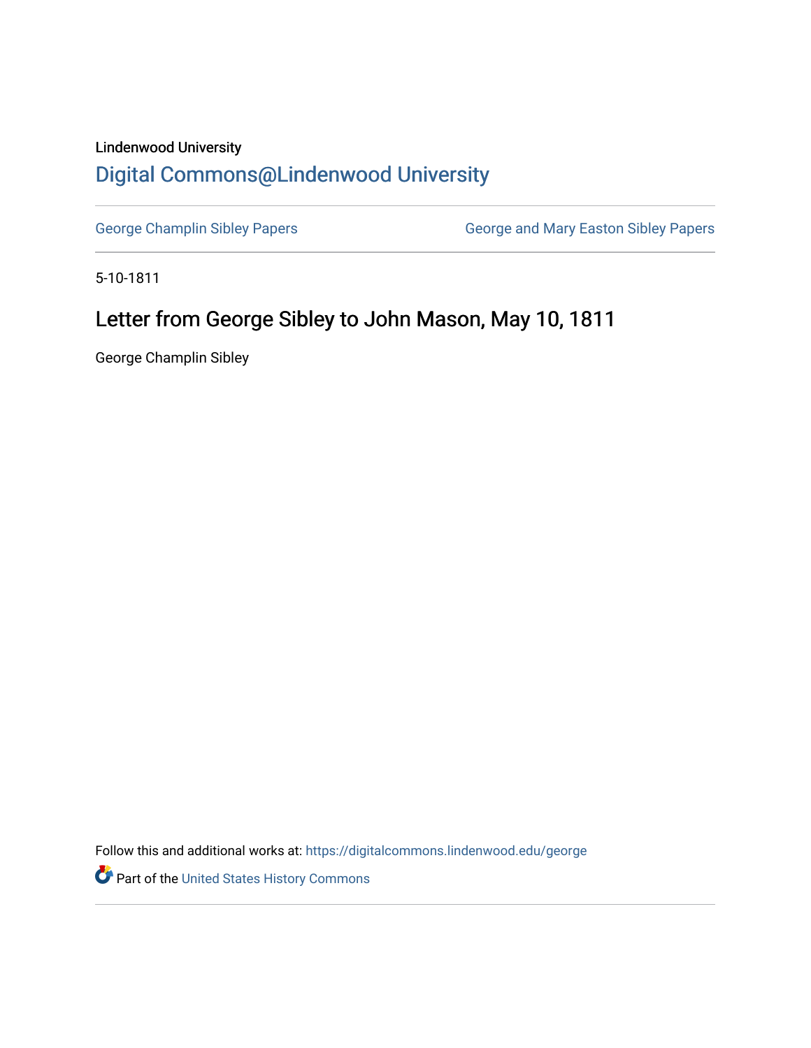Lindenwood University

# Digital Commons@Lindenwood University

George Champlin Sibley Papers

George and Mary Easton Sibley Papers

5-10-1811

## Letter from George Sibley to John Mason, May 10, 1811

George Champlin Sibley

Follow this and additional works at: https://digitalcommons.lindenwood.edu/george

Part of the United States History Commons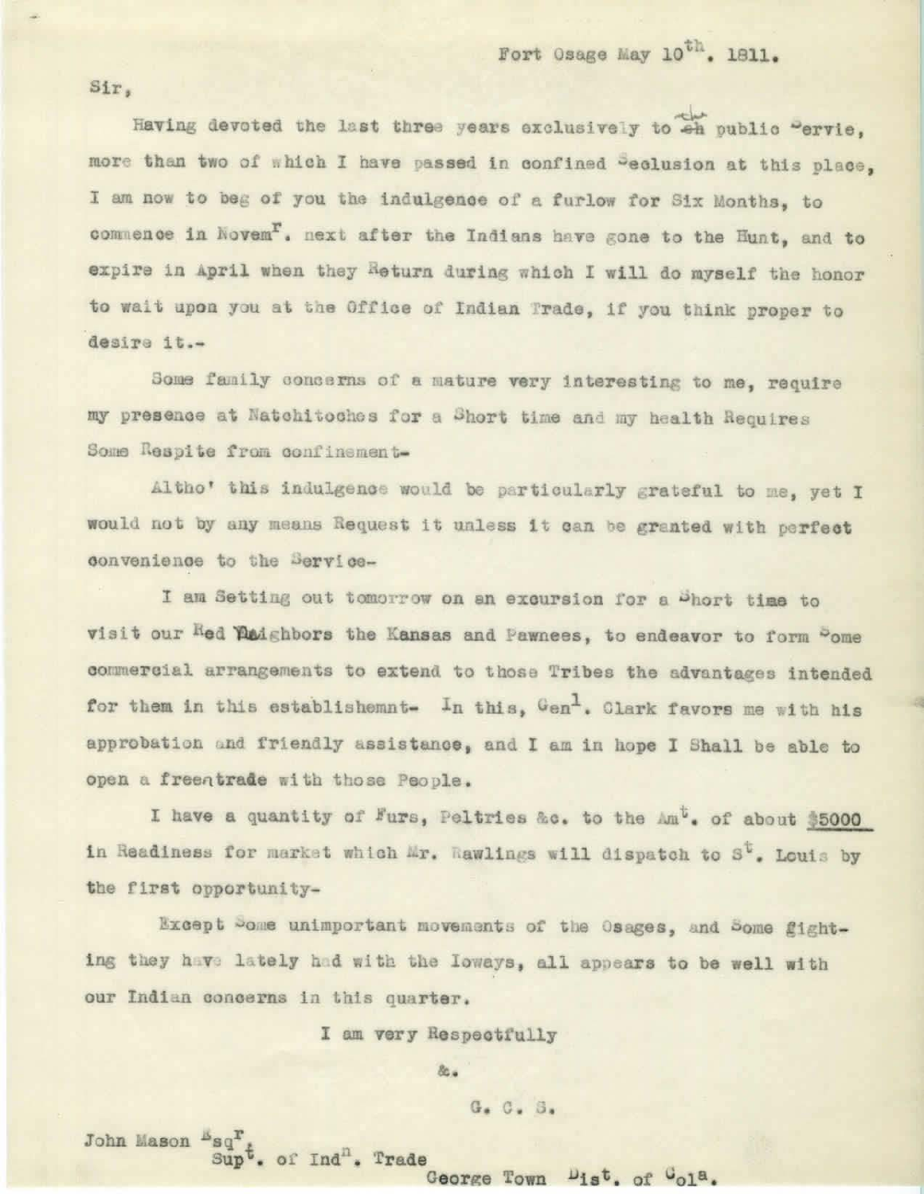Fort Osage May 10th. 1811.

Sir,

Having devoted the last three years exclusively to the public Servie, more than two of which I have passed in confined Seclusion at this place, I am now to beg of you the indulgence of a furlow for Six Months, to commence in Novemr. next after the Indians have gone to the Hunt, and to expire in April when they Return during which I will do myself the honor to wait upon you at the Office of Indian Trade, if you think proper to desire it.-

Some family concerns of a nature very interesting to me, require my presence at Natchitoches for a Short time and my health Requires Some Respite from confinement-

Altho' this indulgence would be particularly grateful to me, yet I would not by any means Request it unless it can be granted with perfect convenience to the Service-

I am Setting out tomorrow on an excursion for a Short time to visit our Red Neighbors the Kansas and Pawnees, to endeavor to form Some commercial arrangements to extend to those Tribes the advantages intended for them in this establishemnt- In this, Genl. Clark favors me with his approbation and friendly assistance, and I am in hope I Shall be able to open a freentrade with those People.

I have a quantity of Furs, Peltries &c. to the Amt. of about $5000 in Readiness for market which Mr. Rawlings will dispatch to St. Louis by the first opportunity-

Except Some unimportant movements of the Osages, and Some fighting they have lately had with the Ioways, all appears to be well with our Indian concerns in this quarter.

I am very Respectfully

&.

G. C. S.

John Mason Esqr.
Supt. of Indn. Trade
George Town Dist. of Cola.